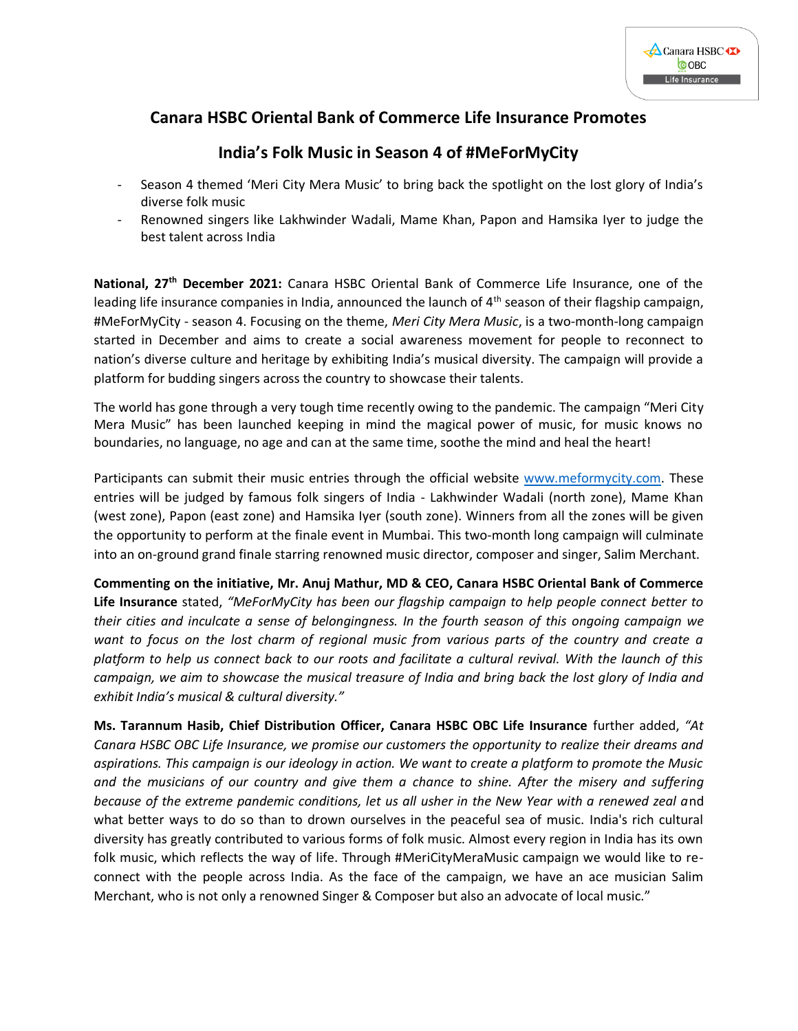# Canara HSBC Oriental Bank of Commerce Life Insurance Promotes

# India's Folk Music in Season 4 of #MeForMyCity

- Season 4 themed 'Meri City Mera Music' to bring back the spotlight on the lost glory of India's diverse folk music
- Renowned singers like Lakhwinder Wadali, Mame Khan, Papon and Hamsika Iyer to judge the best talent across India

**National, 27th December 2021:** Canara HSBC Oriental Bank of Commerce Life Insurance, one of the leading life insurance companies in India, announced the launch of 4th season of their flagship campaign, #MeForMyCity - season 4. Focusing on the theme, *Meri City Mera Music*, is a two-month-long campaign started in December and aims to create a social awareness movement for people to reconnect to nation's diverse culture and heritage by exhibiting India's musical diversity. The campaign will provide a platform for budding singers across the country to showcase their talents.

The world has gone through a very tough time recently owing to the pandemic. The campaign "Meri City Mera Music" has been launched keeping in mind the magical power of music, for music knows no boundaries, no language, no age and can at the same time, soothe the mind and heal the heart!

Participants can submit their music entries through the official website www.meformycity.com. These entries will be judged by famous folk singers of India - Lakhwinder Wadali (north zone), Mame Khan (west zone), Papon (east zone) and Hamsika Iyer (south zone). Winners from all the zones will be given the opportunity to perform at the finale event in Mumbai. This two-month long campaign will culminate into an on-ground grand finale starring renowned music director, composer and singer, Salim Merchant.

**Commenting on the initiative, Mr. Anuj Mathur, MD & CEO, Canara HSBC Oriental Bank of Commerce Life Insurance** stated, *"MeForMyCity has been our flagship campaign to help people connect better to their cities and inculcate a sense of belongingness. In the fourth season of this ongoing campaign we want to focus on the lost charm of regional music from various parts of the country and create a platform to help us connect back to our roots and facilitate a cultural revival. With the launch of this campaign, we aim to showcase the musical treasure of India and bring back the lost glory of India and exhibit India's musical & cultural diversity."*

**Ms. Tarannum Hasib, Chief Distribution Officer, Canara HSBC OBC Life Insurance** further added, *"At Canara HSBC OBC Life Insurance, we promise our customers the opportunity to realize their dreams and aspirations. This campaign is our ideology in action. We want to create a platform to promote the Music and the musicians of our country and give them a chance to shine. After the misery and suffering because of the extreme pandemic conditions, let us all usher in the New Year with a renewed zeal a*nd what better ways to do so than to drown ourselves in the peaceful sea of music. India's rich cultural diversity has greatly contributed to various forms of folk music. Almost every region in India has its own folk music, which reflects the way of life. Through #MeriCityMeraMusic campaign we would like to re-connect with the people across India. As the face of the campaign, we have an ace musician Salim Merchant, who is not only a renowned Singer & Composer but also an advocate of local music."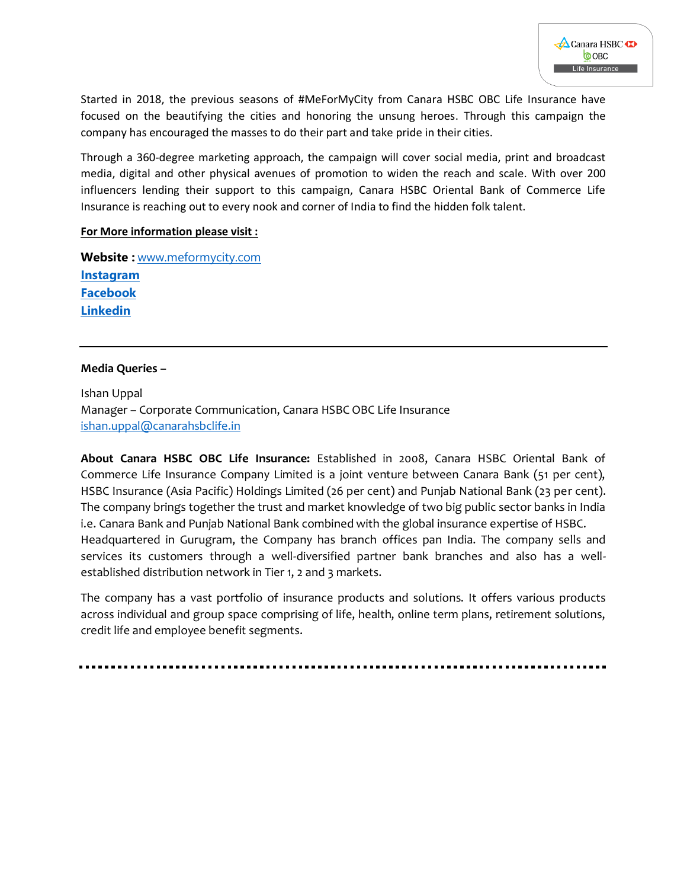Started in 2018, the previous seasons of #MeForMyCity from Canara HSBC OBC Life Insurance have focused on the beautifying the cities and honoring the unsung heroes. Through this campaign the company has encouraged the masses to do their part and take pride in their cities.

Through a 360-degree marketing approach, the campaign will cover social media, print and broadcast media, digital and other physical avenues of promotion to widen the reach and scale. With over 200 influencers lending their support to this campaign, Canara HSBC Oriental Bank of Commerce Life Insurance is reaching out to every nook and corner of India to find the hidden folk talent.

**For More information please visit :**

**Website :** www.meformycity.com
**Instagram**
**Facebook**
**Linkedin**

---

**Media Queries –**

Ishan Uppal
Manager – Corporate Communication, Canara HSBC OBC Life Insurance
ishan.uppal@canarahsbclife.in

**About Canara HSBC OBC Life Insurance:** Established in 2008, Canara HSBC Oriental Bank of Commerce Life Insurance Company Limited is a joint venture between Canara Bank (51 per cent), HSBC Insurance (Asia Pacific) Holdings Limited (26 per cent) and Punjab National Bank (23 per cent). The company brings together the trust and market knowledge of two big public sector banks in India i.e. Canara Bank and Punjab National Bank combined with the global insurance expertise of HSBC. Headquartered in Gurugram, the Company has branch offices pan India. The company sells and services its customers through a well-diversified partner bank branches and also has a well-established distribution network in Tier 1, 2 and 3 markets.

The company has a vast portfolio of insurance products and solutions. It offers various products across individual and group space comprising of life, health, online term plans, retirement solutions, credit life and employee benefit segments.